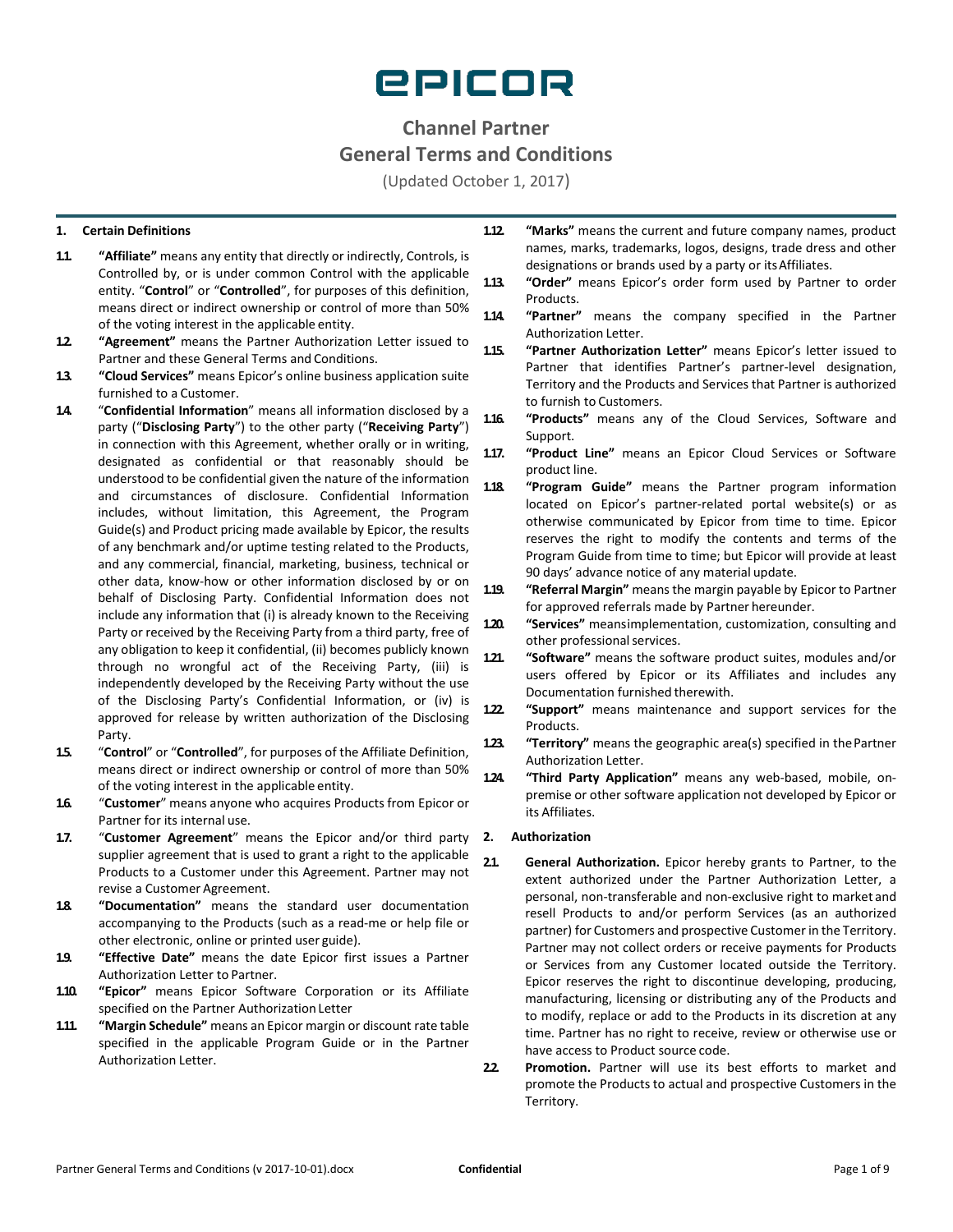# EPICOR

## Channel Partner
## General Terms and Conditions

(Updated October 1, 2017)

**1. Certain Definitions**

**1.1.** **"Affiliate"** means any entity that directly or indirectly, Controls, is Controlled by, or is under common Control with the applicable entity. "**Control**" or "**Controlled**", for purposes of this definition, means direct or indirect ownership or control of more than 50% of the voting interest in the applicable entity.

**1.2.** **"Agreement"** means the Partner Authorization Letter issued to Partner and these General Terms and Conditions.

**1.3.** **"Cloud Services"** means Epicor's online business application suite furnished to a Customer.

**1.4.** "**Confidential Information**" means all information disclosed by a party ("**Disclosing Party**") to the other party ("**Receiving Party**") in connection with this Agreement, whether orally or in writing, designated as confidential or that reasonably should be understood to be confidential given the nature of the information and circumstances of disclosure. Confidential Information includes, without limitation, this Agreement, the Program Guide(s) and Product pricing made available by Epicor, the results of any benchmark and/or uptime testing related to the Products, and any commercial, financial, marketing, business, technical or other data, know-how or other information disclosed by or on behalf of Disclosing Party. Confidential Information does not include any information that (i) is already known to the Receiving Party or received by the Receiving Party from a third party, free of any obligation to keep it confidential, (ii) becomes publicly known through no wrongful act of the Receiving Party, (iii) is independently developed by the Receiving Party without the use of the Disclosing Party's Confidential Information, or (iv) is approved for release by written authorization of the Disclosing Party.

**1.5.** "**Control**" or "**Controlled**", for purposes of the Affiliate Definition, means direct or indirect ownership or control of more than 50% of the voting interest in the applicable entity.

**1.6.** "**Customer**" means anyone who acquires Products from Epicor or Partner for its internal use.

**1.7.** "**Customer Agreement**" means the Epicor and/or third party supplier agreement that is used to grant a right to the applicable Products to a Customer under this Agreement. Partner may not revise a Customer Agreement.

**1.8.** **"Documentation"** means the standard user documentation accompanying to the Products (such as a read-me or help file or other electronic, online or printed user guide).

**1.9.** **"Effective Date"** means the date Epicor first issues a Partner Authorization Letter to Partner.

**1.10.** **"Epicor"** means Epicor Software Corporation or its Affiliate specified on the Partner Authorization Letter

**1.11.** **"Margin Schedule"** means an Epicor margin or discount rate table specified in the applicable Program Guide or in the Partner Authorization Letter.

**1.12.** **"Marks"** means the current and future company names, product names, marks, trademarks, logos, designs, trade dress and other designations or brands used by a party or its Affiliates.

**1.13.** **"Order"** means Epicor's order form used by Partner to order Products.

**1.14.** **"Partner"** means the company specified in the Partner Authorization Letter.

**1.15.** **"Partner Authorization Letter"** means Epicor's letter issued to Partner that identifies Partner's partner-level designation, Territory and the Products and Services that Partner is authorized to furnish to Customers.

**1.16.** **"Products"** means any of the Cloud Services, Software and Support.

**1.17.** **"Product Line"** means an Epicor Cloud Services or Software product line.

**1.18.** **"Program Guide"** means the Partner program information located on Epicor's partner-related portal website(s) or as otherwise communicated by Epicor from time to time. Epicor reserves the right to modify the contents and terms of the Program Guide from time to time; but Epicor will provide at least 90 days' advance notice of any material update.

**1.19.** **"Referral Margin"** means the margin payable by Epicor to Partner for approved referrals made by Partner hereunder.

**1.20.** **"Services"** meansimplementation, customization, consulting and other professional services.

**1.21.** **"Software"** means the software product suites, modules and/or users offered by Epicor or its Affiliates and includes any Documentation furnished therewith.

**1.22.** **"Support"** means maintenance and support services for the Products.

**1.23.** **"Territory"** means the geographic area(s) specified in the Partner Authorization Letter.

**1.24.** **"Third Party Application"** means any web-based, mobile, on-premise or other software application not developed by Epicor or its Affiliates.

**2. Authorization**

**2.1.** **General Authorization.** Epicor hereby grants to Partner, to the extent authorized under the Partner Authorization Letter, a personal, non-transferable and non-exclusive right to market and resell Products to and/or perform Services (as an authorized partner) for Customers and prospective Customer in the Territory. Partner may not collect orders or receive payments for Products or Services from any Customer located outside the Territory. Epicor reserves the right to discontinue developing, producing, manufacturing, licensing or distributing any of the Products and to modify, replace or add to the Products in its discretion at any time. Partner has no right to receive, review or otherwise use or have access to Product source code.

**2.2.** **Promotion.** Partner will use its best efforts to market and promote the Products to actual and prospective Customers in the Territory.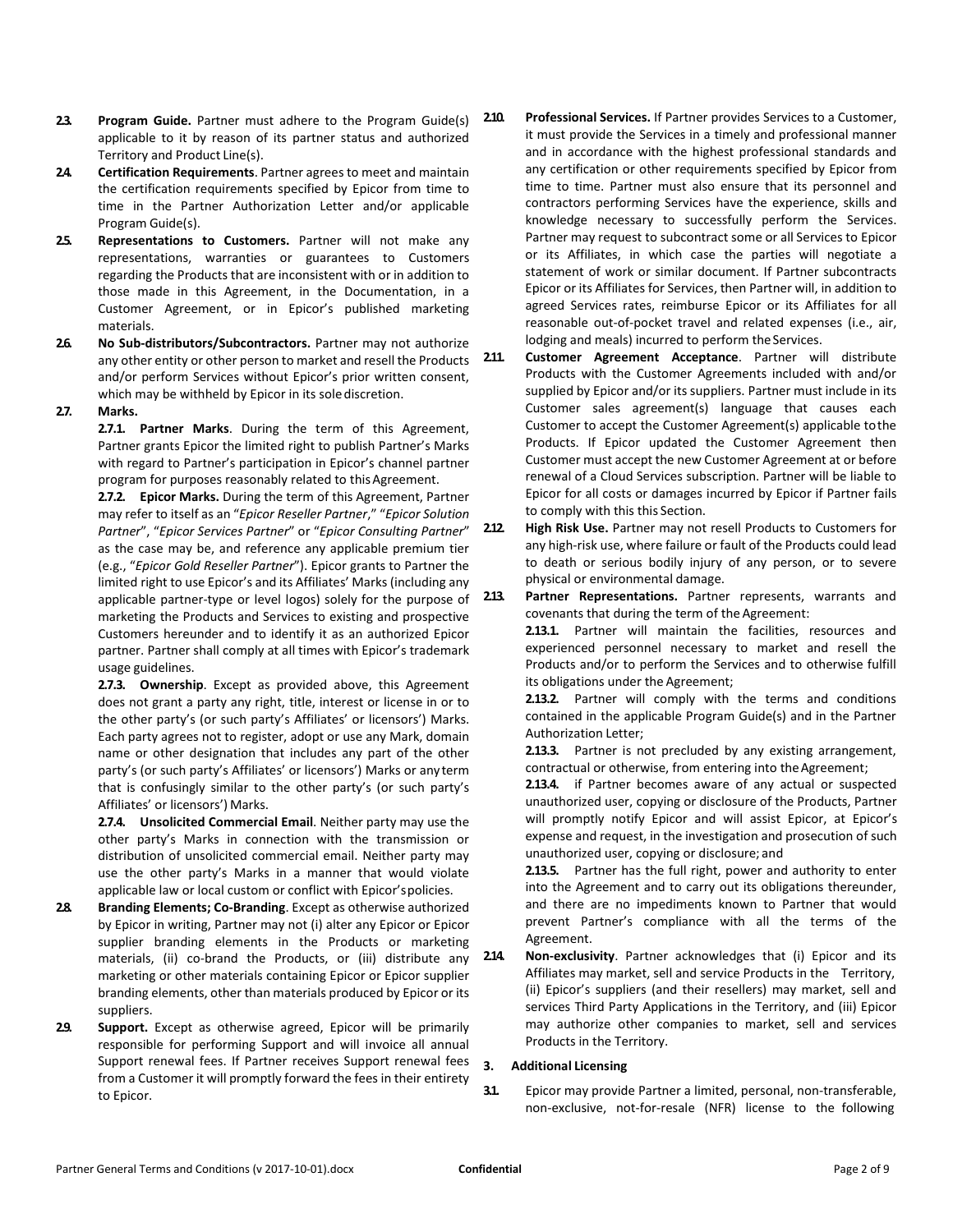**2.3. Program Guide.** Partner must adhere to the Program Guide(s) applicable to it by reason of its partner status and authorized Territory and Product Line(s).

**2.4. Certification Requirements**. Partner agrees to meet and maintain the certification requirements specified by Epicor from time to time in the Partner Authorization Letter and/or applicable Program Guide(s).

**2.5. Representations to Customers.** Partner will not make any representations, warranties or guarantees to Customers regarding the Products that are inconsistent with or in addition to those made in this Agreement, in the Documentation, in a Customer Agreement, or in Epicor's published marketing materials.

**2.6. No Sub-distributors/Subcontractors.** Partner may not authorize any other entity or other person to market and resell the Products and/or perform Services without Epicor's prior written consent, which may be withheld by Epicor in its sole discretion.

**2.7. Marks.**

**2.7.1. Partner Marks**. During the term of this Agreement, Partner grants Epicor the limited right to publish Partner's Marks with regard to Partner's participation in Epicor's channel partner program for purposes reasonably related to this Agreement.

**2.7.2. Epicor Marks.** During the term of this Agreement, Partner may refer to itself as an "*Epicor Reseller Partner*," "*Epicor Solution Partner*", "*Epicor Services Partner*" or "*Epicor Consulting Partner*" as the case may be, and reference any applicable premium tier (e.g., "*Epicor Gold Reseller Partner*"). Epicor grants to Partner the limited right to use Epicor's and its Affiliates' Marks (including any applicable partner-type or level logos) solely for the purpose of marketing the Products and Services to existing and prospective Customers hereunder and to identify it as an authorized Epicor partner. Partner shall comply at all times with Epicor's trademark usage guidelines.

**2.7.3. Ownership**. Except as provided above, this Agreement does not grant a party any right, title, interest or license in or to the other party's (or such party's Affiliates' or licensors') Marks. Each party agrees not to register, adopt or use any Mark, domain name or other designation that includes any part of the other party's (or such party's Affiliates' or licensors') Marks or any term that is confusingly similar to the other party's (or such party's Affiliates' or licensors') Marks.

**2.7.4. Unsolicited Commercial Email**. Neither party may use the other party's Marks in connection with the transmission or distribution of unsolicited commercial email. Neither party may use the other party's Marks in a manner that would violate applicable law or local custom or conflict with Epicor's policies.

**2.8. Branding Elements; Co-Branding**. Except as otherwise authorized by Epicor in writing, Partner may not (i) alter any Epicor or Epicor supplier branding elements in the Products or marketing materials, (ii) co-brand the Products, or (iii) distribute any marketing or other materials containing Epicor or Epicor supplier branding elements, other than materials produced by Epicor or its suppliers.

**2.9. Support.** Except as otherwise agreed, Epicor will be primarily responsible for performing Support and will invoice all annual Support renewal fees. If Partner receives Support renewal fees from a Customer it will promptly forward the fees in their entirety to Epicor.

**2.10. Professional Services.** If Partner provides Services to a Customer, it must provide the Services in a timely and professional manner and in accordance with the highest professional standards and any certification or other requirements specified by Epicor from time to time. Partner must also ensure that its personnel and contractors performing Services have the experience, skills and knowledge necessary to successfully perform the Services. Partner may request to subcontract some or all Services to Epicor or its Affiliates, in which case the parties will negotiate a statement of work or similar document. If Partner subcontracts Epicor or its Affiliates for Services, then Partner will, in addition to agreed Services rates, reimburse Epicor or its Affiliates for all reasonable out-of-pocket travel and related expenses (i.e., air, lodging and meals) incurred to perform the Services.

**2.11. Customer Agreement Acceptance**. Partner will distribute Products with the Customer Agreements included with and/or supplied by Epicor and/or its suppliers. Partner must include in its Customer sales agreement(s) language that causes each Customer to accept the Customer Agreement(s) applicable to the Products. If Epicor updated the Customer Agreement then Customer must accept the new Customer Agreement at or before renewal of a Cloud Services subscription. Partner will be liable to Epicor for all costs or damages incurred by Epicor if Partner fails to comply with this this Section.

**2.12. High Risk Use.** Partner may not resell Products to Customers for any high-risk use, where failure or fault of the Products could lead to death or serious bodily injury of any person, or to severe physical or environmental damage.

**2.13. Partner Representations.** Partner represents, warrants and covenants that during the term of the Agreement:

**2.13.1.** Partner will maintain the facilities, resources and experienced personnel necessary to market and resell the Products and/or to perform the Services and to otherwise fulfill its obligations under the Agreement;

**2.13.2.** Partner will comply with the terms and conditions contained in the applicable Program Guide(s) and in the Partner Authorization Letter;

**2.13.3.** Partner is not precluded by any existing arrangement, contractual or otherwise, from entering into the Agreement;

**2.13.4.** if Partner becomes aware of any actual or suspected unauthorized user, copying or disclosure of the Products, Partner will promptly notify Epicor and will assist Epicor, at Epicor's expense and request, in the investigation and prosecution of such unauthorized user, copying or disclosure; and

**2.13.5.** Partner has the full right, power and authority to enter into the Agreement and to carry out its obligations thereunder, and there are no impediments known to Partner that would prevent Partner's compliance with all the terms of the Agreement.

**2.14. Non-exclusivity**. Partner acknowledges that (i) Epicor and its Affiliates may market, sell and service Products in the Territory, (ii) Epicor's suppliers (and their resellers) may market, sell and services Third Party Applications in the Territory, and (iii) Epicor may authorize other companies to market, sell and services Products in the Territory.

## 3. Additional Licensing

**3.1.** Epicor may provide Partner a limited, personal, non-transferable, non-exclusive, not-for-resale (NFR) license to the following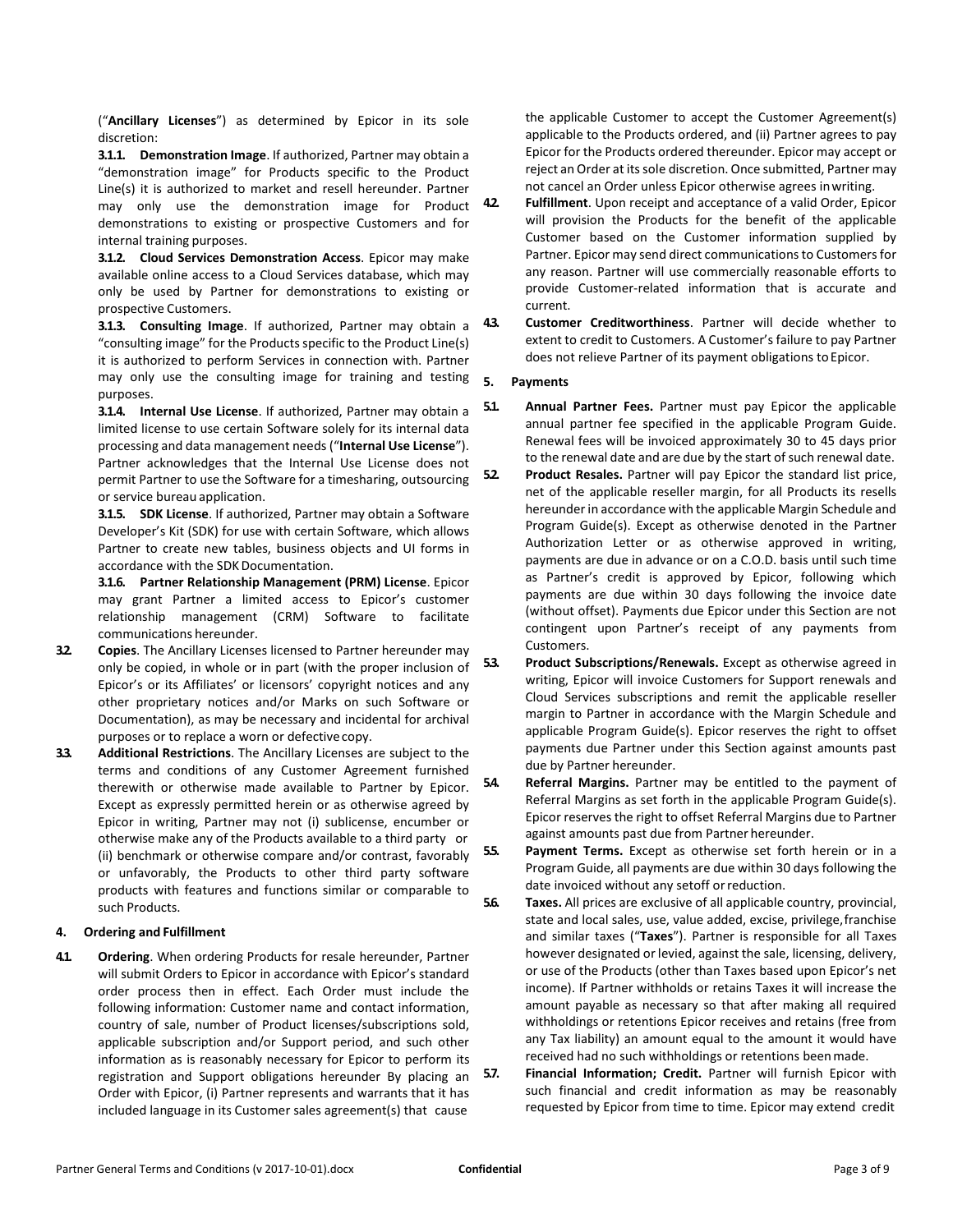("**Ancillary Licenses**") as determined by Epicor in its sole discretion:

**3.1.1. Demonstration Image**. If authorized, Partner may obtain a "demonstration image" for Products specific to the Product Line(s) it is authorized to market and resell hereunder. Partner may only use the demonstration image for Product demonstrations to existing or prospective Customers and for internal training purposes.

**3.1.2. Cloud Services Demonstration Access**. Epicor may make available online access to a Cloud Services database, which may only be used by Partner for demonstrations to existing or prospective Customers.

**3.1.3. Consulting Image**. If authorized, Partner may obtain a "consulting image" for the Products specific to the Product Line(s) it is authorized to perform Services in connection with. Partner may only use the consulting image for training and testing purposes.

**3.1.4. Internal Use License**. If authorized, Partner may obtain a limited license to use certain Software solely for its internal data processing and data management needs ("**Internal Use License**"). Partner acknowledges that the Internal Use License does not permit Partner to use the Software for a timesharing, outsourcing or service bureau application.

**3.1.5. SDK License**. If authorized, Partner may obtain a Software Developer's Kit (SDK) for use with certain Software, which allows Partner to create new tables, business objects and UI forms in accordance with the SDK Documentation.

**3.1.6. Partner Relationship Management (PRM) License**. Epicor may grant Partner a limited access to Epicor's customer relationship management (CRM) Software to facilitate communications hereunder.

**3.2. Copies**. The Ancillary Licenses licensed to Partner hereunder may only be copied, in whole or in part (with the proper inclusion of Epicor's or its Affiliates' or licensors' copyright notices and any other proprietary notices and/or Marks on such Software or Documentation), as may be necessary and incidental for archival purposes or to replace a worn or defective copy.

**3.3. Additional Restrictions**. The Ancillary Licenses are subject to the terms and conditions of any Customer Agreement furnished therewith or otherwise made available to Partner by Epicor. Except as expressly permitted herein or as otherwise agreed by Epicor in writing, Partner may not (i) sublicense, encumber or otherwise make any of the Products available to a third party or (ii) benchmark or otherwise compare and/or contrast, favorably or unfavorably, the Products to other third party software products with features and functions similar or comparable to such Products.

## 4. Ordering and Fulfillment

**4.1. Ordering**. When ordering Products for resale hereunder, Partner will submit Orders to Epicor in accordance with Epicor's standard order process then in effect. Each Order must include the following information: Customer name and contact information, country of sale, number of Product licenses/subscriptions sold, applicable subscription and/or Support period, and such other information as is reasonably necessary for Epicor to perform its registration and Support obligations hereunder By placing an Order with Epicor, (i) Partner represents and warrants that it has included language in its Customer sales agreement(s) that cause the applicable Customer to accept the Customer Agreement(s) applicable to the Products ordered, and (ii) Partner agrees to pay Epicor for the Products ordered thereunder. Epicor may accept or reject an Order at its sole discretion. Once submitted, Partner may not cancel an Order unless Epicor otherwise agrees in writing.

**4.2. Fulfillment**. Upon receipt and acceptance of a valid Order, Epicor will provision the Products for the benefit of the applicable Customer based on the Customer information supplied by Partner. Epicor may send direct communications to Customers for any reason. Partner will use commercially reasonable efforts to provide Customer-related information that is accurate and current.

**4.3. Customer Creditworthiness**. Partner will decide whether to extent to credit to Customers. A Customer's failure to pay Partner does not relieve Partner of its payment obligations to Epicor.

## 5. Payments

**5.1. Annual Partner Fees.** Partner must pay Epicor the applicable annual partner fee specified in the applicable Program Guide. Renewal fees will be invoiced approximately 30 to 45 days prior to the renewal date and are due by the start of such renewal date.

**5.2. Product Resales.** Partner will pay Epicor the standard list price, net of the applicable reseller margin, for all Products its resells hereunder in accordance with the applicable Margin Schedule and Program Guide(s). Except as otherwise denoted in the Partner Authorization Letter or as otherwise approved in writing, payments are due in advance or on a C.O.D. basis until such time as Partner's credit is approved by Epicor, following which payments are due within 30 days following the invoice date (without offset). Payments due Epicor under this Section are not contingent upon Partner's receipt of any payments from Customers.

**5.3. Product Subscriptions/Renewals.** Except as otherwise agreed in writing, Epicor will invoice Customers for Support renewals and Cloud Services subscriptions and remit the applicable reseller margin to Partner in accordance with the Margin Schedule and applicable Program Guide(s). Epicor reserves the right to offset payments due Partner under this Section against amounts past due by Partner hereunder.

**5.4. Referral Margins.** Partner may be entitled to the payment of Referral Margins as set forth in the applicable Program Guide(s). Epicor reserves the right to offset Referral Margins due to Partner against amounts past due from Partner hereunder.

**5.5. Payment Terms.** Except as otherwise set forth herein or in a Program Guide, all payments are due within 30 days following the date invoiced without any setoff or reduction.

**5.6. Taxes.** All prices are exclusive of all applicable country, provincial, state and local sales, use, value added, excise, privilege, franchise and similar taxes ("**Taxes**"). Partner is responsible for all Taxes however designated or levied, against the sale, licensing, delivery, or use of the Products (other than Taxes based upon Epicor's net income). If Partner withholds or retains Taxes it will increase the amount payable as necessary so that after making all required withholdings or retentions Epicor receives and retains (free from any Tax liability) an amount equal to the amount it would have received had no such withholdings or retentions been made.

**5.7. Financial Information; Credit.** Partner will furnish Epicor with such financial and credit information as may be reasonably requested by Epicor from time to time. Epicor may extend credit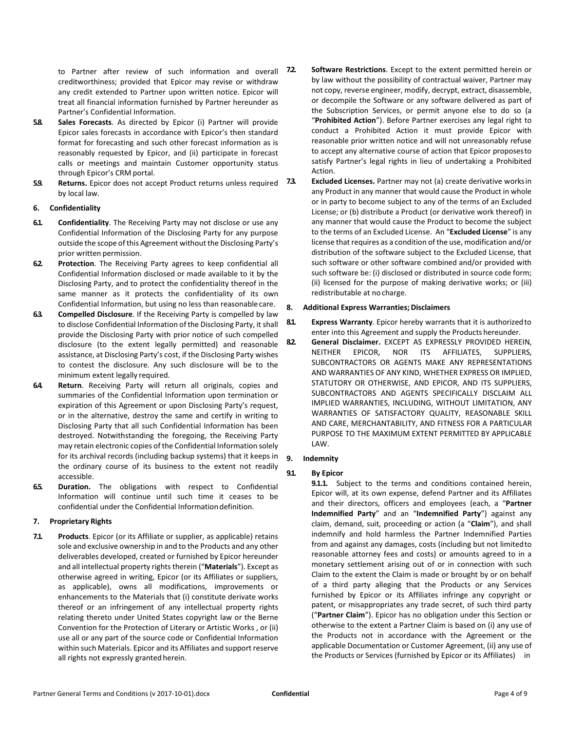to Partner after review of such information and overall creditworthiness; provided that Epicor may revise or withdraw any credit extended to Partner upon written notice. Epicor will treat all financial information furnished by Partner hereunder as Partner's Confidential Information.

**5.8. Sales Forecasts**. As directed by Epicor (i) Partner will provide Epicor sales forecasts in accordance with Epicor's then standard format for forecasting and such other forecast information as is reasonably requested by Epicor, and (ii) participate in forecast calls or meetings and maintain Customer opportunity status through Epicor's CRM portal.

**5.9. Returns.** Epicor does not accept Product returns unless required by local law.

## 6. Confidentiality

**6.1. Confidentiality**. The Receiving Party may not disclose or use any Confidential Information of the Disclosing Party for any purpose outside the scope of this Agreement without the Disclosing Party's prior written permission.

**6.2. Protection**. The Receiving Party agrees to keep confidential all Confidential Information disclosed or made available to it by the Disclosing Party, and to protect the confidentiality thereof in the same manner as it protects the confidentiality of its own Confidential Information, but using no less than reasonable care.

**6.3. Compelled Disclosure**. If the Receiving Party is compelled by law to disclose Confidential Information of the Disclosing Party, it shall provide the Disclosing Party with prior notice of such compelled disclosure (to the extent legally permitted) and reasonable assistance, at Disclosing Party's cost, if the Disclosing Party wishes to contest the disclosure. Any such disclosure will be to the minimum extent legally required.

**6.4. Return**. Receiving Party will return all originals, copies and summaries of the Confidential Information upon termination or expiration of this Agreement or upon Disclosing Party's request, or in the alternative, destroy the same and certify in writing to Disclosing Party that all such Confidential Information has been destroyed. Notwithstanding the foregoing, the Receiving Party may retain electronic copies of the Confidential Information solely for its archival records (including backup systems) that it keeps in the ordinary course of its business to the extent not readily accessible.

**6.5. Duration.** The obligations with respect to Confidential Information will continue until such time it ceases to be confidential under the Confidential Information definition.

## 7. Proprietary Rights

**7.1. Products**. Epicor (or its Affiliate or supplier, as applicable) retains sole and exclusive ownership in and to the Products and any other deliverables developed, created or furnished by Epicor hereunder and all intellectual property rights therein ("**Materials**"). Except as otherwise agreed in writing, Epicor (or its Affiliates or suppliers, as applicable), owns all modifications, improvements or enhancements to the Materials that (i) constitute derivate works thereof or an infringement of any intellectual property rights relating thereto under United States copyright law or the Berne Convention for the Protection of Literary or Artistic Works , or (ii) use all or any part of the source code or Confidential Information within such Materials. Epicor and its Affiliates and support reserve all rights not expressly granted herein.

**7.2. Software Restrictions**. Except to the extent permitted herein or by law without the possibility of contractual waiver, Partner may not copy, reverse engineer, modify, decrypt, extract, disassemble, or decompile the Software or any software delivered as part of the Subscription Services, or permit anyone else to do so (a "**Prohibited Action**"). Before Partner exercises any legal right to conduct a Prohibited Action it must provide Epicor with reasonable prior written notice and will not unreasonably refuse to accept any alternative course of action that Epicor proposes to satisfy Partner's legal rights in lieu of undertaking a Prohibited Action.

**7.3. Excluded Licenses.** Partner may not (a) create derivative works in any Product in any manner that would cause the Product in whole or in party to become subject to any of the terms of an Excluded License; or (b) distribute a Product (or derivative work thereof) in any manner that would cause the Product to become the subject to the terms of an Excluded License. An "**Excluded License**" is any license that requires as a condition of the use, modification and/or distribution of the software subject to the Excluded License, that such software or other software combined and/or provided with such software be: (i) disclosed or distributed in source code form; (ii) licensed for the purpose of making derivative works; or (iii) redistributable at no charge.

## 8. Additional Express Warranties; Disclaimers

**8.1. Express Warranty**. Epicor hereby warrants that it is authorized to enter into this Agreement and supply the Products hereunder.

**8.2. General Disclaimer.** EXCEPT AS EXPRESSLY PROVIDED HEREIN, NEITHER EPICOR, NOR ITS AFFILIATES, SUPPLIERS, SUBCONTRACTORS OR AGENTS MAKE ANY REPRESENTATIONS AND WARRANTIES OF ANY KIND, WHETHER EXPRESS OR IMPLIED, STATUTORY OR OTHERWISE, AND EPICOR, AND ITS SUPPLIERS, SUBCONTRACTORS AND AGENTS SPECIFICALLY DISCLAIM ALL IMPLIED WARRANTIES, INCLUDING, WITHOUT LIMITATION, ANY WARRANTIES OF SATISFACTORY QUALITY, REASONABLE SKILL AND CARE, MERCHANTABILITY, AND FITNESS FOR A PARTICULAR PURPOSE TO THE MAXIMUM EXTENT PERMITTED BY APPLICABLE LAW.

## 9. Indemnity

**9.1. By Epicor**

**9.1.1.** Subject to the terms and conditions contained herein, Epicor will, at its own expense, defend Partner and its Affiliates and their directors, officers and employees (each, a "**Partner Indemnified Party**" and an "**Indemnified Party**") against any claim, demand, suit, proceeding or action (a "**Claim**"), and shall indemnify and hold harmless the Partner Indemnified Parties from and against any damages, costs (including but not limited to reasonable attorney fees and costs) or amounts agreed to in a monetary settlement arising out of or in connection with such Claim to the extent the Claim is made or brought by or on behalf of a third party alleging that the Products or any Services furnished by Epicor or its Affiliates infringe any copyright or patent, or misappropriates any trade secret, of such third party ("**Partner Claim**"). Epicor has no obligation under this Section or otherwise to the extent a Partner Claim is based on (i) any use of the Products not in accordance with the Agreement or the applicable Documentation or Customer Agreement, (ii) any use of the Products or Services (furnished by Epicor or its Affiliates) in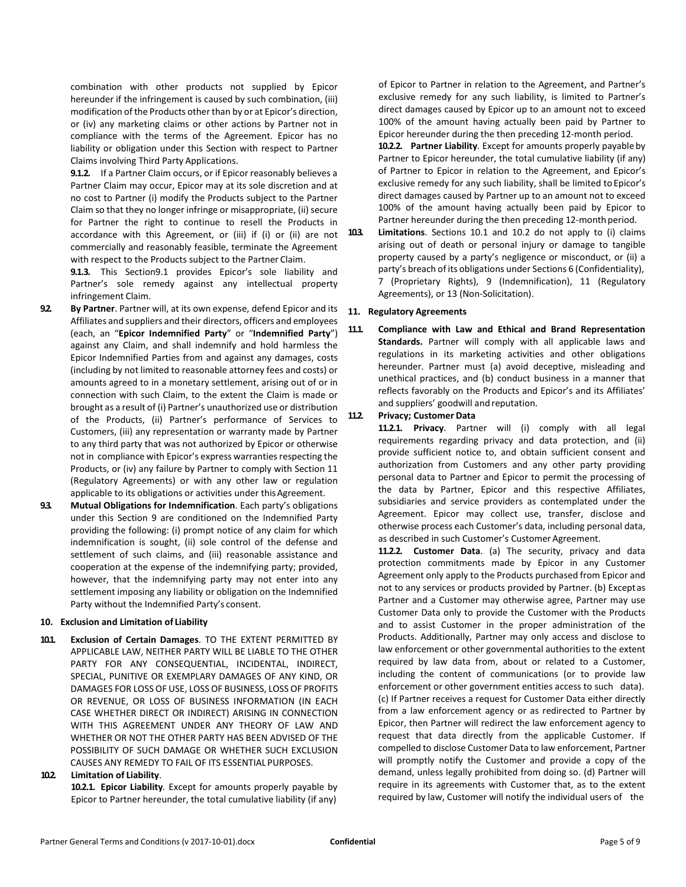combination with other products not supplied by Epicor hereunder if the infringement is caused by such combination, (iii) modification of the Products other than by or at Epicor's direction, or (iv) any marketing claims or other actions by Partner not in compliance with the terms of the Agreement. Epicor has no liability or obligation under this Section with respect to Partner Claims involving Third Party Applications.

**9.1.2.** If a Partner Claim occurs, or if Epicor reasonably believes a Partner Claim may occur, Epicor may at its sole discretion and at no cost to Partner (i) modify the Products subject to the Partner Claim so that they no longer infringe or misappropriate, (ii) secure for Partner the right to continue to resell the Products in accordance with this Agreement, or (iii) if (i) or (ii) are not commercially and reasonably feasible, terminate the Agreement with respect to the Products subject to the Partner Claim.

**9.1.3.** This Section9.1 provides Epicor's sole liability and Partner's sole remedy against any intellectual property infringement Claim.

**9.2. By Partner**. Partner will, at its own expense, defend Epicor and its Affiliates and suppliers and their directors, officers and employees (each, an "**Epicor Indemnified Party**" or "**Indemnified Party**") against any Claim, and shall indemnify and hold harmless the Epicor Indemnified Parties from and against any damages, costs (including by not limited to reasonable attorney fees and costs) or amounts agreed to in a monetary settlement, arising out of or in connection with such Claim, to the extent the Claim is made or brought as a result of (i) Partner's unauthorized use or distribution of the Products, (ii) Partner's performance of Services to Customers, (iii) any representation or warranty made by Partner to any third party that was not authorized by Epicor or otherwise not in compliance with Epicor's express warranties respecting the Products, or (iv) any failure by Partner to comply with Section 11 (Regulatory Agreements) or with any other law or regulation applicable to its obligations or activities under this Agreement.

**9.3. Mutual Obligations for Indemnification**. Each party's obligations under this Section 9 are conditioned on the Indemnified Party providing the following: (i) prompt notice of any claim for which indemnification is sought, (ii) sole control of the defense and settlement of such claims, and (iii) reasonable assistance and cooperation at the expense of the indemnifying party; provided, however, that the indemnifying party may not enter into any settlement imposing any liability or obligation on the Indemnified Party without the Indemnified Party's consent.

## 10. Exclusion and Limitation of Liability

**10.1. Exclusion of Certain Damages**. TO THE EXTENT PERMITTED BY APPLICABLE LAW, NEITHER PARTY WILL BE LIABLE TO THE OTHER PARTY FOR ANY CONSEQUENTIAL, INCIDENTAL, INDIRECT, SPECIAL, PUNITIVE OR EXEMPLARY DAMAGES OF ANY KIND, OR DAMAGES FOR LOSS OF USE, LOSS OF BUSINESS, LOSS OF PROFITS OR REVENUE, OR LOSS OF BUSINESS INFORMATION (IN EACH CASE WHETHER DIRECT OR INDIRECT) ARISING IN CONNECTION WITH THIS AGREEMENT UNDER ANY THEORY OF LAW AND WHETHER OR NOT THE OTHER PARTY HAS BEEN ADVISED OF THE POSSIBILITY OF SUCH DAMAGE OR WHETHER SUCH EXCLUSION CAUSES ANY REMEDY TO FAIL OF ITS ESSENTIAL PURPOSES.

**10.2. Limitation of Liability**.

**10.2.1. Epicor Liability**. Except for amounts properly payable by Epicor to Partner hereunder, the total cumulative liability (if any) of Epicor to Partner in relation to the Agreement, and Partner's exclusive remedy for any such liability, is limited to Partner's direct damages caused by Epicor up to an amount not to exceed 100% of the amount having actually been paid by Partner to Epicor hereunder during the then preceding 12-month period.

**10.2.2. Partner Liability**. Except for amounts properly payable by Partner to Epicor hereunder, the total cumulative liability (if any) of Partner to Epicor in relation to the Agreement, and Epicor's exclusive remedy for any such liability, shall be limited to Epicor's direct damages caused by Partner up to an amount not to exceed 100% of the amount having actually been paid by Epicor to Partner hereunder during the then preceding 12-month period.

**10.3. Limitations**. Sections 10.1 and 10.2 do not apply to (i) claims arising out of death or personal injury or damage to tangible property caused by a party's negligence or misconduct, or (ii) a party's breach of its obligations under Sections 6 (Confidentiality), 7 (Proprietary Rights), 9 (Indemnification), 11 (Regulatory Agreements), or 13 (Non-Solicitation).

## 11. Regulatory Agreements

**11.1. Compliance with Law and Ethical and Brand Representation Standards.** Partner will comply with all applicable laws and regulations in its marketing activities and other obligations hereunder. Partner must (a) avoid deceptive, misleading and unethical practices, and (b) conduct business in a manner that reflects favorably on the Products and Epicor's and its Affiliates' and suppliers' goodwill and reputation.

**11.2. Privacy; Customer Data**

**11.2.1. Privacy**. Partner will (i) comply with all legal requirements regarding privacy and data protection, and (ii) provide sufficient notice to, and obtain sufficient consent and authorization from Customers and any other party providing personal data to Partner and Epicor to permit the processing of the data by Partner, Epicor and this respective Affiliates, subsidiaries and service providers as contemplated under the Agreement. Epicor may collect use, transfer, disclose and otherwise process each Customer's data, including personal data, as described in such Customer's Customer Agreement.

**11.2.2. Customer Data**. (a) The security, privacy and data protection commitments made by Epicor in any Customer Agreement only apply to the Products purchased from Epicor and not to any services or products provided by Partner. (b) Except as Partner and a Customer may otherwise agree, Partner may use Customer Data only to provide the Customer with the Products and to assist Customer in the proper administration of the Products. Additionally, Partner may only access and disclose to law enforcement or other governmental authorities to the extent required by law data from, about or related to a Customer, including the content of communications (or to provide law enforcement or other government entities access to such data). (c) If Partner receives a request for Customer Data either directly from a law enforcement agency or as redirected to Partner by Epicor, then Partner will redirect the law enforcement agency to request that data directly from the applicable Customer. If compelled to disclose Customer Data to law enforcement, Partner will promptly notify the Customer and provide a copy of the demand, unless legally prohibited from doing so. (d) Partner will require in its agreements with Customer that, as to the extent required by law, Customer will notify the individual users of the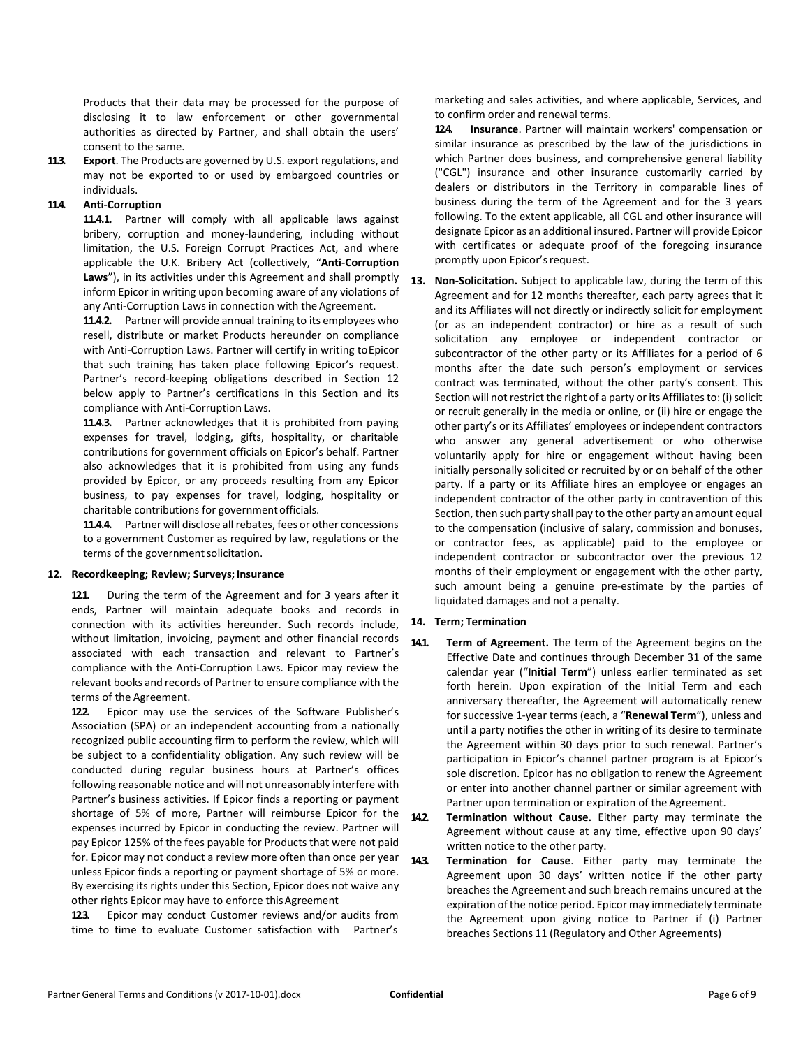Products that their data may be processed for the purpose of disclosing it to law enforcement or other governmental authorities as directed by Partner, and shall obtain the users' consent to the same.

**11.3. Export**. The Products are governed by U.S. export regulations, and may not be exported to or used by embargoed countries or individuals.

**11.4. Anti-Corruption**

**11.4.1.** Partner will comply with all applicable laws against bribery, corruption and money-laundering, including without limitation, the U.S. Foreign Corrupt Practices Act, and where applicable the U.K. Bribery Act (collectively, "**Anti-Corruption Laws**"), in its activities under this Agreement and shall promptly inform Epicor in writing upon becoming aware of any violations of any Anti-Corruption Laws in connection with the Agreement.

**11.4.2.** Partner will provide annual training to its employees who resell, distribute or market Products hereunder on compliance with Anti-Corruption Laws. Partner will certify in writing to Epicor that such training has taken place following Epicor's request. Partner's record-keeping obligations described in Section 12 below apply to Partner's certifications in this Section and its compliance with Anti-Corruption Laws.

**11.4.3.** Partner acknowledges that it is prohibited from paying expenses for travel, lodging, gifts, hospitality, or charitable contributions for government officials on Epicor's behalf. Partner also acknowledges that it is prohibited from using any funds provided by Epicor, or any proceeds resulting from any Epicor business, to pay expenses for travel, lodging, hospitality or charitable contributions for government officials.

**11.4.4.** Partner will disclose all rebates, fees or other concessions to a government Customer as required by law, regulations or the terms of the government solicitation.

## 12. Recordkeeping; Review; Surveys; Insurance

**12.1.** During the term of the Agreement and for 3 years after it ends, Partner will maintain adequate books and records in connection with its activities hereunder. Such records include, without limitation, invoicing, payment and other financial records associated with each transaction and relevant to Partner's compliance with the Anti-Corruption Laws. Epicor may review the relevant books and records of Partner to ensure compliance with the terms of the Agreement.

**12.2.** Epicor may use the services of the Software Publisher's Association (SPA) or an independent accounting from a nationally recognized public accounting firm to perform the review, which will be subject to a confidentiality obligation. Any such review will be conducted during regular business hours at Partner's offices following reasonable notice and will not unreasonably interfere with Partner's business activities. If Epicor finds a reporting or payment shortage of 5% of more, Partner will reimburse Epicor for the expenses incurred by Epicor in conducting the review. Partner will pay Epicor 125% of the fees payable for Products that were not paid for. Epicor may not conduct a review more often than once per year unless Epicor finds a reporting or payment shortage of 5% or more. By exercising its rights under this Section, Epicor does not waive any other rights Epicor may have to enforce this Agreement

**12.3.** Epicor may conduct Customer reviews and/or audits from time to time to evaluate Customer satisfaction with Partner's marketing and sales activities, and where applicable, Services, and to confirm order and renewal terms.

**12.4. Insurance**. Partner will maintain workers' compensation or similar insurance as prescribed by the law of the jurisdictions in which Partner does business, and comprehensive general liability ("CGL") insurance and other insurance customarily carried by dealers or distributors in the Territory in comparable lines of business during the term of the Agreement and for the 3 years following. To the extent applicable, all CGL and other insurance will designate Epicor as an additional insured. Partner will provide Epicor with certificates or adequate proof of the foregoing insurance promptly upon Epicor's request.

**13. Non-Solicitation.** Subject to applicable law, during the term of this Agreement and for 12 months thereafter, each party agrees that it and its Affiliates will not directly or indirectly solicit for employment (or as an independent contractor) or hire as a result of such solicitation any employee or independent contractor or subcontractor of the other party or its Affiliates for a period of 6 months after the date such person's employment or services contract was terminated, without the other party's consent. This Section will not restrict the right of a party or its Affiliates to: (i) solicit or recruit generally in the media or online, or (ii) hire or engage the other party's or its Affiliates' employees or independent contractors who answer any general advertisement or who otherwise voluntarily apply for hire or engagement without having been initially personally solicited or recruited by or on behalf of the other party. If a party or its Affiliate hires an employee or engages an independent contractor of the other party in contravention of this Section, then such party shall pay to the other party an amount equal to the compensation (inclusive of salary, commission and bonuses, or contractor fees, as applicable) paid to the employee or independent contractor or subcontractor over the previous 12 months of their employment or engagement with the other party, such amount being a genuine pre-estimate by the parties of liquidated damages and not a penalty.

## 14. Term; Termination

**14.1. Term of Agreement.** The term of the Agreement begins on the Effective Date and continues through December 31 of the same calendar year ("**Initial Term**") unless earlier terminated as set forth herein. Upon expiration of the Initial Term and each anniversary thereafter, the Agreement will automatically renew for successive 1-year terms (each, a "**Renewal Term**"), unless and until a party notifies the other in writing of its desire to terminate the Agreement within 30 days prior to such renewal. Partner's participation in Epicor's channel partner program is at Epicor's sole discretion. Epicor has no obligation to renew the Agreement or enter into another channel partner or similar agreement with Partner upon termination or expiration of the Agreement.

**14.2. Termination without Cause.** Either party may terminate the Agreement without cause at any time, effective upon 90 days' written notice to the other party.

**14.3. Termination for Cause**. Either party may terminate the Agreement upon 30 days' written notice if the other party breaches the Agreement and such breach remains uncured at the expiration of the notice period. Epicor may immediately terminate the Agreement upon giving notice to Partner if (i) Partner breaches Sections 11 (Regulatory and Other Agreements)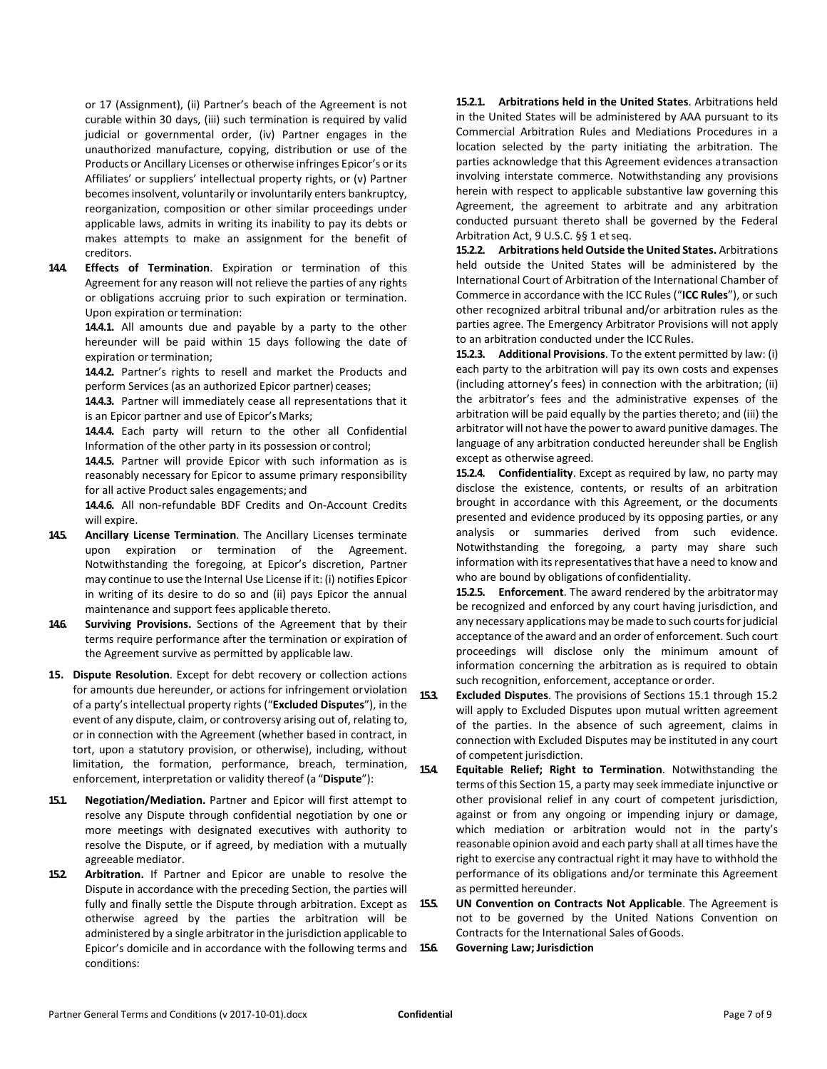or 17 (Assignment), (ii) Partner's beach of the Agreement is not curable within 30 days, (iii) such termination is required by valid judicial or governmental order, (iv) Partner engages in the unauthorized manufacture, copying, distribution or use of the Products or Ancillary Licenses or otherwise infringes Epicor's or its Affiliates' or suppliers' intellectual property rights, or (v) Partner becomes insolvent, voluntarily or involuntarily enters bankruptcy, reorganization, composition or other similar proceedings under applicable laws, admits in writing its inability to pay its debts or makes attempts to make an assignment for the benefit of creditors.

**14.4. Effects of Termination**. Expiration or termination of this Agreement for any reason will not relieve the parties of any rights or obligations accruing prior to such expiration or termination. Upon expiration or termination:

**14.4.1.** All amounts due and payable by a party to the other hereunder will be paid within 15 days following the date of expiration or termination;

**14.4.2.** Partner's rights to resell and market the Products and perform Services (as an authorized Epicor partner) ceases;

**14.4.3.** Partner will immediately cease all representations that it is an Epicor partner and use of Epicor's Marks;

**14.4.4.** Each party will return to the other all Confidential Information of the other party in its possession or control;

**14.4.5.** Partner will provide Epicor with such information as is reasonably necessary for Epicor to assume primary responsibility for all active Product sales engagements; and

**14.4.6.** All non-refundable BDF Credits and On-Account Credits will expire.

**14.5. Ancillary License Termination**. The Ancillary Licenses terminate upon expiration or termination of the Agreement. Notwithstanding the foregoing, at Epicor's discretion, Partner may continue to use the Internal Use License if it: (i) notifies Epicor in writing of its desire to do so and (ii) pays Epicor the annual maintenance and support fees applicable thereto.

**14.6. Surviving Provisions.** Sections of the Agreement that by their terms require performance after the termination or expiration of the Agreement survive as permitted by applicable law.

**15. Dispute Resolution**. Except for debt recovery or collection actions for amounts due hereunder, or actions for infringement or violation of a party's intellectual property rights ("**Excluded Disputes**"), in the event of any dispute, claim, or controversy arising out of, relating to, or in connection with the Agreement (whether based in contract, in tort, upon a statutory provision, or otherwise), including, without limitation, the formation, performance, breach, termination, enforcement, interpretation or validity thereof (a "**Dispute**"):

**15.1. Negotiation/Mediation.** Partner and Epicor will first attempt to resolve any Dispute through confidential negotiation by one or more meetings with designated executives with authority to resolve the Dispute, or if agreed, by mediation with a mutually agreeable mediator.

**15.2. Arbitration.** If Partner and Epicor are unable to resolve the Dispute in accordance with the preceding Section, the parties will fully and finally settle the Dispute through arbitration. Except as otherwise agreed by the parties the arbitration will be administered by a single arbitrator in the jurisdiction applicable to Epicor's domicile and in accordance with the following terms and conditions:

**15.2.1. Arbitrations held in the United States**. Arbitrations held in the United States will be administered by AAA pursuant to its Commercial Arbitration Rules and Mediations Procedures in a location selected by the party initiating the arbitration. The parties acknowledge that this Agreement evidences a transaction involving interstate commerce. Notwithstanding any provisions herein with respect to applicable substantive law governing this Agreement, the agreement to arbitrate and any arbitration conducted pursuant thereto shall be governed by the Federal Arbitration Act, 9 U.S.C. §§ 1 et seq.

**15.2.2. Arbitrations held Outside the United States.** Arbitrations held outside the United States will be administered by the International Court of Arbitration of the International Chamber of Commerce in accordance with the ICC Rules ("**ICC Rules**"), or such other recognized arbitral tribunal and/or arbitration rules as the parties agree. The Emergency Arbitrator Provisions will not apply to an arbitration conducted under the ICC Rules.

**15.2.3. Additional Provisions**. To the extent permitted by law: (i) each party to the arbitration will pay its own costs and expenses (including attorney's fees) in connection with the arbitration; (ii) the arbitrator's fees and the administrative expenses of the arbitration will be paid equally by the parties thereto; and (iii) the arbitrator will not have the power to award punitive damages. The language of any arbitration conducted hereunder shall be English except as otherwise agreed.

**15.2.4. Confidentiality**. Except as required by law, no party may disclose the existence, contents, or results of an arbitration brought in accordance with this Agreement, or the documents presented and evidence produced by its opposing parties, or any analysis or summaries derived from such evidence. Notwithstanding the foregoing, a party may share such information with its representatives that have a need to know and who are bound by obligations of confidentiality.

**15.2.5. Enforcement**. The award rendered by the arbitrator may be recognized and enforced by any court having jurisdiction, and any necessary applications may be made to such courts for judicial acceptance of the award and an order of enforcement. Such court proceedings will disclose only the minimum amount of information concerning the arbitration as is required to obtain such recognition, enforcement, acceptance or order.

**15.3. Excluded Disputes**. The provisions of Sections 15.1 through 15.2 will apply to Excluded Disputes upon mutual written agreement of the parties. In the absence of such agreement, claims in connection with Excluded Disputes may be instituted in any court of competent jurisdiction.

**15.4. Equitable Relief; Right to Termination**. Notwithstanding the terms of this Section 15, a party may seek immediate injunctive or other provisional relief in any court of competent jurisdiction, against or from any ongoing or impending injury or damage, which mediation or arbitration would not in the party's reasonable opinion avoid and each party shall at all times have the right to exercise any contractual right it may have to withhold the performance of its obligations and/or terminate this Agreement as permitted hereunder.

**15.5. UN Convention on Contracts Not Applicable**. The Agreement is not to be governed by the United Nations Convention on Contracts for the International Sales of Goods.

**15.6. Governing Law; Jurisdiction**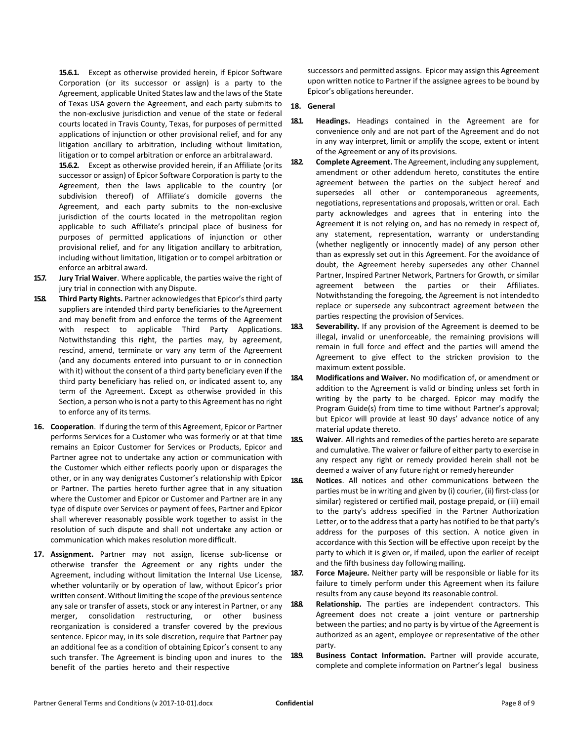**15.6.1.** Except as otherwise provided herein, if Epicor Software Corporation (or its successor or assign) is a party to the Agreement, applicable United States law and the laws of the State of Texas USA govern the Agreement, and each party submits to the non-exclusive jurisdiction and venue of the state or federal courts located in Travis County, Texas, for purposes of permitted applications of injunction or other provisional relief, and for any litigation ancillary to arbitration, including without limitation, litigation or to compel arbitration or enforce an arbitral award.

**15.6.2.** Except as otherwise provided herein, if an Affiliate (or its successor or assign) of Epicor Software Corporation is party to the Agreement, then the laws applicable to the country (or subdivision thereof) of Affiliate's domicile governs the Agreement, and each party submits to the non-exclusive jurisdiction of the courts located in the metropolitan region applicable to such Affiliate's principal place of business for purposes of permitted applications of injunction or other provisional relief, and for any litigation ancillary to arbitration, including without limitation, litigation or to compel arbitration or enforce an arbitral award.

**15.7. Jury Trial Waiver**. Where applicable, the parties waive the right of jury trial in connection with any Dispute.

**15.8. Third Party Rights.** Partner acknowledges that Epicor's third party suppliers are intended third party beneficiaries to the Agreement and may benefit from and enforce the terms of the Agreement with respect to applicable Third Party Applications. Notwithstanding this right, the parties may, by agreement, rescind, amend, terminate or vary any term of the Agreement (and any documents entered into pursuant to or in connection with it) without the consent of a third party beneficiary even if the third party beneficiary has relied on, or indicated assent to, any term of the Agreement. Except as otherwise provided in this Section, a person who is not a party to this Agreement has no right to enforce any of its terms.

**16. Cooperation**. If during the term of this Agreement, Epicor or Partner performs Services for a Customer who was formerly or at that time remains an Epicor Customer for Services or Products, Epicor and Partner agree not to undertake any action or communication with the Customer which either reflects poorly upon or disparages the other, or in any way denigrates Customer's relationship with Epicor or Partner. The parties hereto further agree that in any situation where the Customer and Epicor or Customer and Partner are in any type of dispute over Services or payment of fees, Partner and Epicor shall wherever reasonably possible work together to assist in the resolution of such dispute and shall not undertake any action or communication which makes resolution more difficult.

**17. Assignment.** Partner may not assign, license sub-license or otherwise transfer the Agreement or any rights under the Agreement, including without limitation the Internal Use License, whether voluntarily or by operation of law, without Epicor's prior written consent. Without limiting the scope of the previous sentence any sale or transfer of assets, stock or any interest in Partner, or any merger, consolidation restructuring, or other business reorganization is considered a transfer covered by the previous sentence. Epicor may, in its sole discretion, require that Partner pay an additional fee as a condition of obtaining Epicor's consent to any such transfer. The Agreement is binding upon and inures to the benefit of the parties hereto and their respective successors and permitted assigns. Epicor may assign this Agreement upon written notice to Partner if the assignee agrees to be bound by Epicor's obligations hereunder.

**18. General**

**18.1. Headings.** Headings contained in the Agreement are for convenience only and are not part of the Agreement and do not in any way interpret, limit or amplify the scope, extent or intent of the Agreement or any of its provisions.

**18.2. Complete Agreement.** The Agreement, including any supplement, amendment or other addendum hereto, constitutes the entire agreement between the parties on the subject hereof and supersedes all other or contemporaneous agreements, negotiations, representations and proposals, written or oral. Each party acknowledges and agrees that in entering into the Agreement it is not relying on, and has no remedy in respect of, any statement, representation, warranty or understanding (whether negligently or innocently made) of any person other than as expressly set out in this Agreement. For the avoidance of doubt, the Agreement hereby supersedes any other Channel Partner, Inspired Partner Network, Partners for Growth, or similar agreement between the parties or their Affiliates. Notwithstanding the foregoing, the Agreement is not intended to replace or supersede any subcontract agreement between the parties respecting the provision of Services.

**18.3. Severability.** If any provision of the Agreement is deemed to be illegal, invalid or unenforceable, the remaining provisions will remain in full force and effect and the parties will amend the Agreement to give effect to the stricken provision to the maximum extent possible.

**18.4. Modifications and Waiver.** No modification of, or amendment or addition to the Agreement is valid or binding unless set forth in writing by the party to be charged. Epicor may modify the Program Guide(s) from time to time without Partner's approval; but Epicor will provide at least 90 days' advance notice of any material update thereto.

**18.5. Waiver**. All rights and remedies of the parties hereto are separate and cumulative. The waiver or failure of either party to exercise in any respect any right or remedy provided herein shall not be deemed a waiver of any future right or remedy hereunder

**18.6. Notices**. All notices and other communications between the parties must be in writing and given by (i) courier, (ii) first-class (or similar) registered or certified mail, postage prepaid, or (iii) email to the party's address specified in the Partner Authorization Letter, or to the address that a party has notified to be that party's address for the purposes of this section. A notice given in accordance with this Section will be effective upon receipt by the party to which it is given or, if mailed, upon the earlier of receipt and the fifth business day following mailing.

**18.7. Force Majeure.** Neither party will be responsible or liable for its failure to timely perform under this Agreement when its failure results from any cause beyond its reasonable control.

**18.8. Relationship.** The parties are independent contractors. This Agreement does not create a joint venture or partnership between the parties; and no party is by virtue of the Agreement is authorized as an agent, employee or representative of the other party.

**18.9. Business Contact Information.** Partner will provide accurate, complete and complete information on Partner's legal business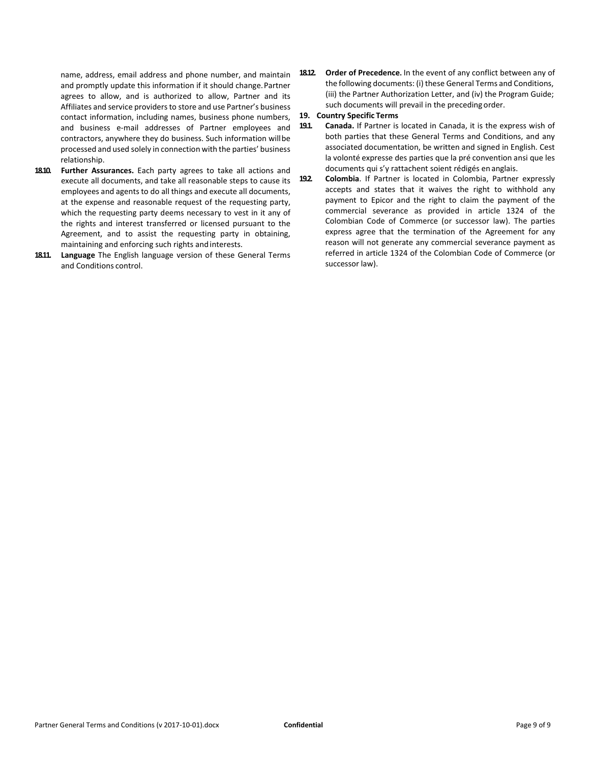name, address, email address and phone number, and maintain and promptly update this information if it should change. Partner agrees to allow, and is authorized to allow, Partner and its Affiliates and service providers to store and use Partner's business contact information, including names, business phone numbers, and business e-mail addresses of Partner employees and contractors, anywhere they do business. Such information will be processed and used solely in connection with the parties' business relationship.

**18.10. Further Assurances.** Each party agrees to take all actions and execute all documents, and take all reasonable steps to cause its employees and agents to do all things and execute all documents, at the expense and reasonable request of the requesting party, which the requesting party deems necessary to vest in it any of the rights and interest transferred or licensed pursuant to the Agreement, and to assist the requesting party in obtaining, maintaining and enforcing such rights and interests.

**18.11. Language** The English language version of these General Terms and Conditions control.

**18.12. Order of Precedence.** In the event of any conflict between any of the following documents: (i) these General Terms and Conditions, (iii) the Partner Authorization Letter, and (iv) the Program Guide; such documents will prevail in the preceding order.

**19. Country Specific Terms**

**19.1. Canada.** If Partner is located in Canada, it is the express wish of both parties that these General Terms and Conditions, and any associated documentation, be written and signed in English. Cest la volonté expresse des parties que la pré convention ansi que les documents qui s'y rattachent soient rédigés en anglais.

**19.2. Colombia**. If Partner is located in Colombia, Partner expressly accepts and states that it waives the right to withhold any payment to Epicor and the right to claim the payment of the commercial severance as provided in article 1324 of the Colombian Code of Commerce (or successor law). The parties express agree that the termination of the Agreement for any reason will not generate any commercial severance payment as referred in article 1324 of the Colombian Code of Commerce (or successor law).